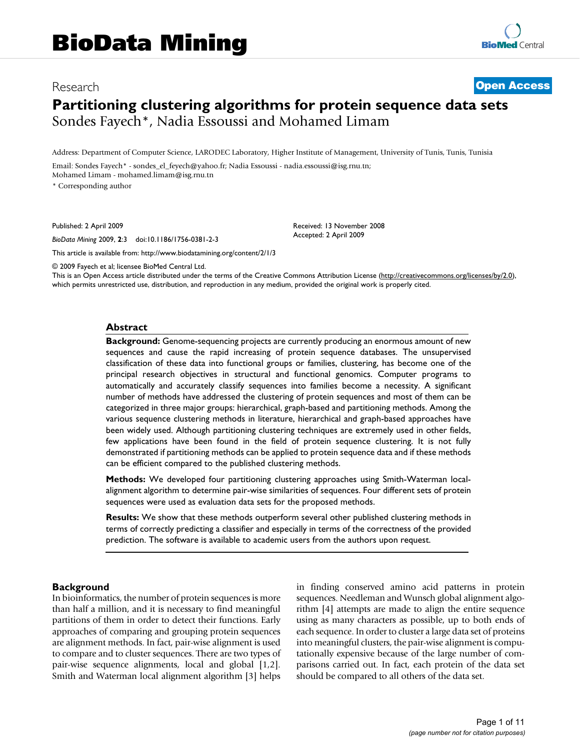# BioData Mining

Research

**Open Access**

## Partitioning clustering algorithms for protein sequence data sets

Sondes Fayech*, Nadia Essoussi and Mohamed Limam

Address: Department of Computer Science, LARODEC Laboratory, Higher Institute of Management, University of Tunis, Tunis, Tunisia

Email: Sondes Fayech* - sondes_el_feyech@yahoo.fr; Nadia Essoussi - nadia.essoussi@isg.rnu.tn; Mohamed Limam - mohamed.limam@isg.rnu.tn

\* Corresponding author

Published: 2 April 2009

*BioData Mining* 2009, **2**:3 doi:10.1186/1756-0381-2-3

Received: 13 November 2008
Accepted: 2 April 2009

This article is available from: http://www.biodatamining.org/content/2/1/3

© 2009 Fayech et al; licensee BioMed Central Ltd.
This is an Open Access article distributed under the terms of the Creative Commons Attribution License (http://creativecommons.org/licenses/by/2.0), which permits unrestricted use, distribution, and reproduction in any medium, provided the original work is properly cited.

### Abstract

**Background:** Genome-sequencing projects are currently producing an enormous amount of new sequences and cause the rapid increasing of protein sequence databases. The unsupervised classification of these data into functional groups or families, clustering, has become one of the principal research objectives in structural and functional genomics. Computer programs to automatically and accurately classify sequences into families become a necessity. A significant number of methods have addressed the clustering of protein sequences and most of them can be categorized in three major groups: hierarchical, graph-based and partitioning methods. Among the various sequence clustering methods in literature, hierarchical and graph-based approaches have been widely used. Although partitioning clustering techniques are extremely used in other fields, few applications have been found in the field of protein sequence clustering. It is not fully demonstrated if partitioning methods can be applied to protein sequence data and if these methods can be efficient compared to the published clustering methods.

**Methods:** We developed four partitioning clustering approaches using Smith-Waterman local-alignment algorithm to determine pair-wise similarities of sequences. Four different sets of protein sequences were used as evaluation data sets for the proposed methods.

**Results:** We show that these methods outperform several other published clustering methods in terms of correctly predicting a classifier and especially in terms of the correctness of the provided prediction. The software is available to academic users from the authors upon request.

### Background

In bioinformatics, the number of protein sequences is more than half a million, and it is necessary to find meaningful partitions of them in order to detect their functions. Early approaches of comparing and grouping protein sequences are alignment methods. In fact, pair-wise alignment is used to compare and to cluster sequences. There are two types of pair-wise sequence alignments, local and global [1,2]. Smith and Waterman local alignment algorithm [3] helps in finding conserved amino acid patterns in protein sequences. Needleman and Wunsch global alignment algorithm [4] attempts are made to align the entire sequence using as many characters as possible, up to both ends of each sequence. In order to cluster a large data set of proteins into meaningful clusters, the pair-wise alignment is computationally expensive because of the large number of comparisons carried out. In fact, each protein of the data set should be compared to all others of the data set.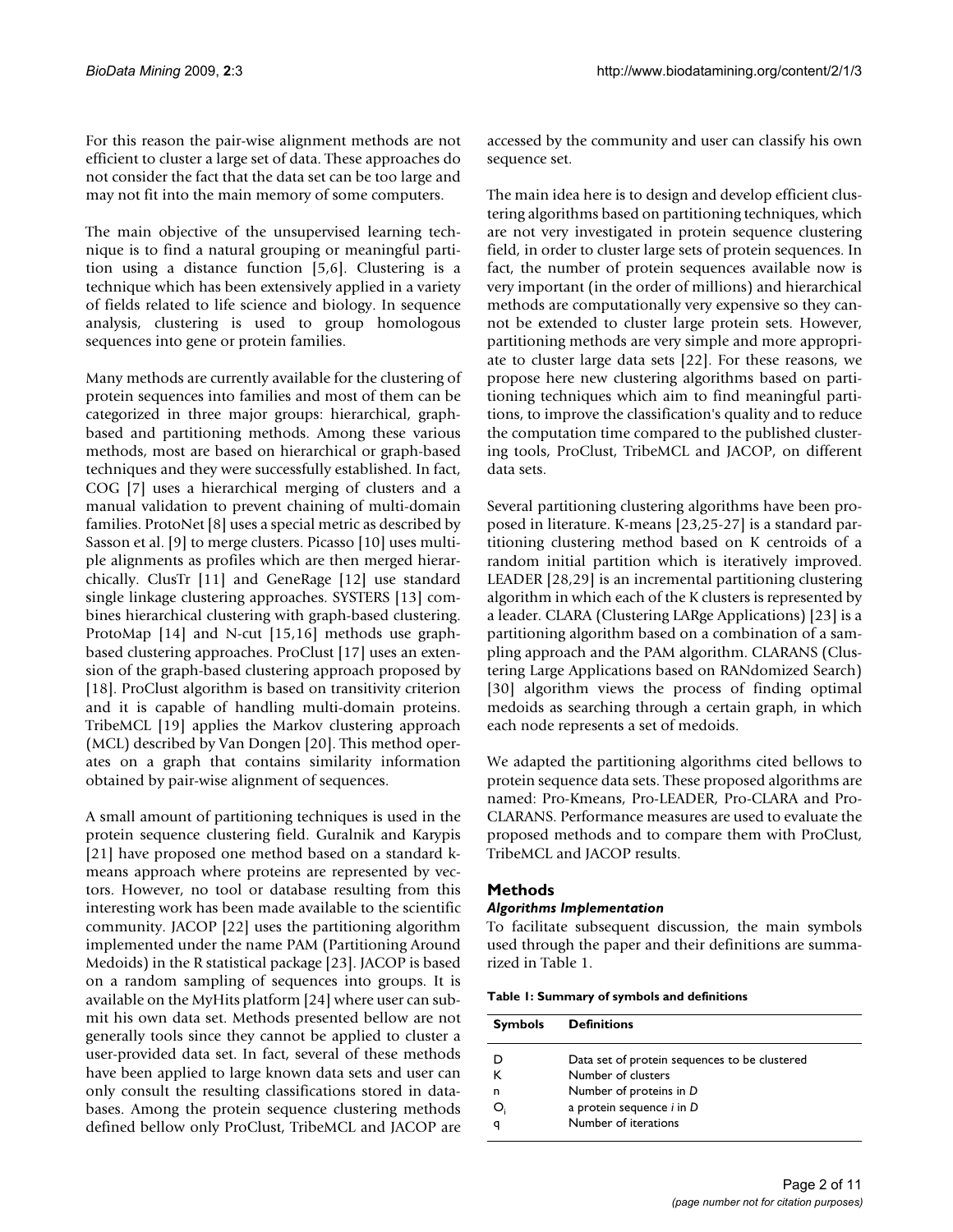For this reason the pair-wise alignment methods are not efficient to cluster a large set of data. These approaches do not consider the fact that the data set can be too large and may not fit into the main memory of some computers.

The main objective of the unsupervised learning technique is to find a natural grouping or meaningful partition using a distance function [5,6]. Clustering is a technique which has been extensively applied in a variety of fields related to life science and biology. In sequence analysis, clustering is used to group homologous sequences into gene or protein families.

Many methods are currently available for the clustering of protein sequences into families and most of them can be categorized in three major groups: hierarchical, graph-based and partitioning methods. Among these various methods, most are based on hierarchical or graph-based techniques and they were successfully established. In fact, COG [7] uses a hierarchical merging of clusters and a manual validation to prevent chaining of multi-domain families. ProtoNet [8] uses a special metric as described by Sasson et al. [9] to merge clusters. Picasso [10] uses multiple alignments as profiles which are then merged hierarchically. ClusTr [11] and GeneRage [12] use standard single linkage clustering approaches. SYSTERS [13] combines hierarchical clustering with graph-based clustering. ProtoMap [14] and N-cut [15,16] methods use graph-based clustering approaches. ProClust [17] uses an extension of the graph-based clustering approach proposed by [18]. ProClust algorithm is based on transitivity criterion and it is capable of handling multi-domain proteins. TribeMCL [19] applies the Markov clustering approach (MCL) described by Van Dongen [20]. This method operates on a graph that contains similarity information obtained by pair-wise alignment of sequences.

A small amount of partitioning techniques is used in the protein sequence clustering field. Guralnik and Karypis [21] have proposed one method based on a standard k-means approach where proteins are represented by vectors. However, no tool or database resulting from this interesting work has been made available to the scientific community. JACOP [22] uses the partitioning algorithm implemented under the name PAM (Partitioning Around Medoids) in the R statistical package [23]. JACOP is based on a random sampling of sequences into groups. It is available on the MyHits platform [24] where user can submit his own data set. Methods presented bellow are not generally tools since they cannot be applied to cluster a user-provided data set. In fact, several of these methods have been applied to large known data sets and user can only consult the resulting classifications stored in databases. Among the protein sequence clustering methods defined bellow only ProClust, TribeMCL and JACOP are accessed by the community and user can classify his own sequence set.

The main idea here is to design and develop efficient clustering algorithms based on partitioning techniques, which are not very investigated in protein sequence clustering field, in order to cluster large sets of protein sequences. In fact, the number of protein sequences available now is very important (in the order of millions) and hierarchical methods are computationally very expensive so they cannot be extended to cluster large protein sets. However, partitioning methods are very simple and more appropriate to cluster large data sets [22]. For these reasons, we propose here new clustering algorithms based on partitioning techniques which aim to find meaningful partitions, to improve the classification's quality and to reduce the computation time compared to the published clustering tools, ProClust, TribeMCL and JACOP, on different data sets.

Several partitioning clustering algorithms have been proposed in literature. K-means [23,25-27] is a standard partitioning clustering method based on K centroids of a random initial partition which is iteratively improved. LEADER [28,29] is an incremental partitioning clustering algorithm in which each of the K clusters is represented by a leader. CLARA (Clustering LARge Applications) [23] is a partitioning algorithm based on a combination of a sampling approach and the PAM algorithm. CLARANS (Clustering Large Applications based on RANdomized Search) [30] algorithm views the process of finding optimal medoids as searching through a certain graph, in which each node represents a set of medoids.

We adapted the partitioning algorithms cited bellows to protein sequence data sets. These proposed algorithms are named: Pro-Kmeans, Pro-LEADER, Pro-CLARA and Pro-CLARANS. Performance measures are used to evaluate the proposed methods and to compare them with ProClust, TribeMCL and JACOP results.

## Methods

### *Algorithms Implementation*

To facilitate subsequent discussion, the main symbols used through the paper and their definitions are summarized in Table 1.

**Table 1: Summary of symbols and definitions**

| Symbols | Definitions |
|---|---|
| D | Data set of protein sequences to be clustered |
| K | Number of clusters |
| n | Number of proteins in *D* |
| $O_i$ | a protein sequence *i* in *D* |
| q | Number of iterations |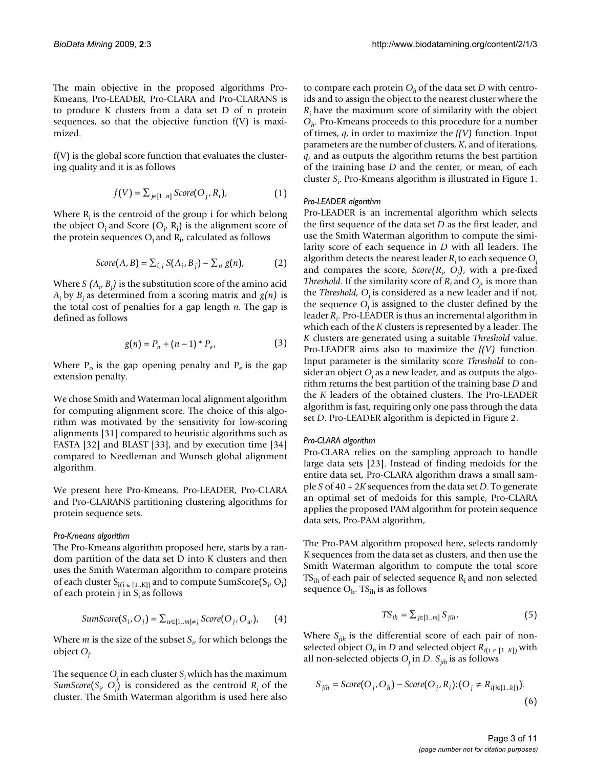The main objective in the proposed algorithms Pro-Kmeans, Pro-LEADER, Pro-CLARA and Pro-CLARANS is to produce K clusters from a data set D of n protein sequences, so that the objective function f(V) is maximized.

f(V) is the global score function that evaluates the clustering quality and it is as follows

$$f(V) = \sum_{j \in [1..n]} Score(O_j, R_i), \quad (1)$$

Where $R_i$ is the centroid of the group i for which belong the object $O_j$ and Score ($O_j$, $R_i$) is the alignment score of the protein sequences $O_j$ and $R_i$, calculated as follows

$$Score(A, B) = \sum_{i,j} S(A_i, B_j) - \sum_n g(n), \quad (2)$$

Where $S(A_i, B_j)$ is the substitution score of the amino acid $A_i$ by $B_j$ as determined from a scoring matrix and $g(n)$ is the total cost of penalties for a gap length $n$. The gap is defined as follows

$$g(n) = P_o + (n-1) * P_e, \quad (3)$$

Where $P_o$ is the gap opening penalty and $P_e$ is the gap extension penalty.

We chose Smith and Waterman local alignment algorithm for computing alignment score. The choice of this algorithm was motivated by the sensitivity for low-scoring alignments [31] compared to heuristic algorithms such as FASTA [32] and BLAST [33], and by execution time [34] compared to Needleman and Wunsch global alignment algorithm.

We present here Pro-Kmeans, Pro-LEADER, Pro-CLARA and Pro-CLARANS partitioning clustering algorithms for protein sequence sets.

#### *Pro-Kmeans algorithm*

The Pro-Kmeans algorithm proposed here, starts by a random partition of the data set D into K clusters and then uses the Smith Waterman algorithm to compare proteins of each cluster $S_{i(i \in [1..K])}$ and to compute SumScore($S_i$, $O_j$) of each protein j in $S_i$ as follows

$$SumScore(S_i, O_j) = \sum_{w \in [1..m] \neq j} Score(O_j, O_w), \quad (4)$$

Where $m$ is the size of the subset $S_i$, for which belongs the object $O_j$.

The sequence $O_j$ in each cluster $S_i$ which has the maximum $SumScore(S_i, O_j)$ is considered as the centroid $R_i$ of the cluster. The Smith Waterman algorithm is used here also to compare each protein $O_h$ of the data set $D$ with centroids and to assign the object to the nearest cluster where the $R_i$ have the maximum score of similarity with the object $O_h$. Pro-Kmeans proceeds to this procedure for a number of times, $q$, in order to maximize the $f(V)$ function. Input parameters are the number of clusters, $K$, and of iterations, $q$, and as outputs the algorithm returns the best partition of the training base $D$ and the center, or mean, of each cluster $S_i$. Pro-Kmeans algorithm is illustrated in Figure 1.

#### *Pro-LEADER algorithm*

Pro-LEADER is an incremental algorithm which selects the first sequence of the data set $D$ as the first leader, and use the Smith Waterman algorithm to compute the similarity score of each sequence in $D$ with all leaders. The algorithm detects the nearest leader $R_i$ to each sequence $O_j$ and compares the score, $Score(R_i, O_j)$, with a pre-fixed *Threshold*. If the similarity score of $R_i$ and $O_j$, is more than the *Threshold*, $O_j$ is considered as a new leader and if not, the sequence $O_j$ is assigned to the cluster defined by the leader $R_i$. Pro-LEADER is thus an incremental algorithm in which each of the $K$ clusters is represented by a leader. The $K$ clusters are generated using a suitable *Threshold* value. Pro-LEADER aims also to maximize the $f(V)$ function. Input parameter is the similarity score *Threshold* to consider an object $O_j$ as a new leader, and as outputs the algorithm returns the best partition of the training base $D$ and the $K$ leaders of the obtained clusters. The Pro-LEADER algorithm is fast, requiring only one pass through the data set $D$. Pro-LEADER algorithm is depicted in Figure 2.

#### *Pro-CLARA algorithm*

Pro-CLARA relies on the sampling approach to handle large data sets [23]. Instead of finding medoids for the entire data set, Pro-CLARA algorithm draws a small sample $S$ of $40 + 2K$ sequences from the data set $D$. To generate an optimal set of medoids for this sample, Pro-CLARA applies the proposed PAM algorithm for protein sequence data sets, Pro-PAM algorithm,

The Pro-PAM algorithm proposed here, selects randomly K sequences from the data set as clusters, and then use the Smith Waterman algorithm to compute the total score $TS_{ih}$ of each pair of selected sequence $R_i$ and non selected sequence $O_h$. $TS_{ih}$ is as follows

$$TS_{ih} = \sum_{j \in [1..m]} S_{jih}, \quad (5)$$

Where $S_{jih}$ is the differential score of each pair of non-selected object $O_h$ in $D$ and selected object $R_{i(i \in [1..K])}$ with all non-selected objects $O_j$ in $D$. $S_{jih}$ is as follows

$$S_{jih} = Score(O_j, O_h) - Score(O_j, R_i); (O_j \neq R_{i(i \in [1..k])}). \quad (6)$$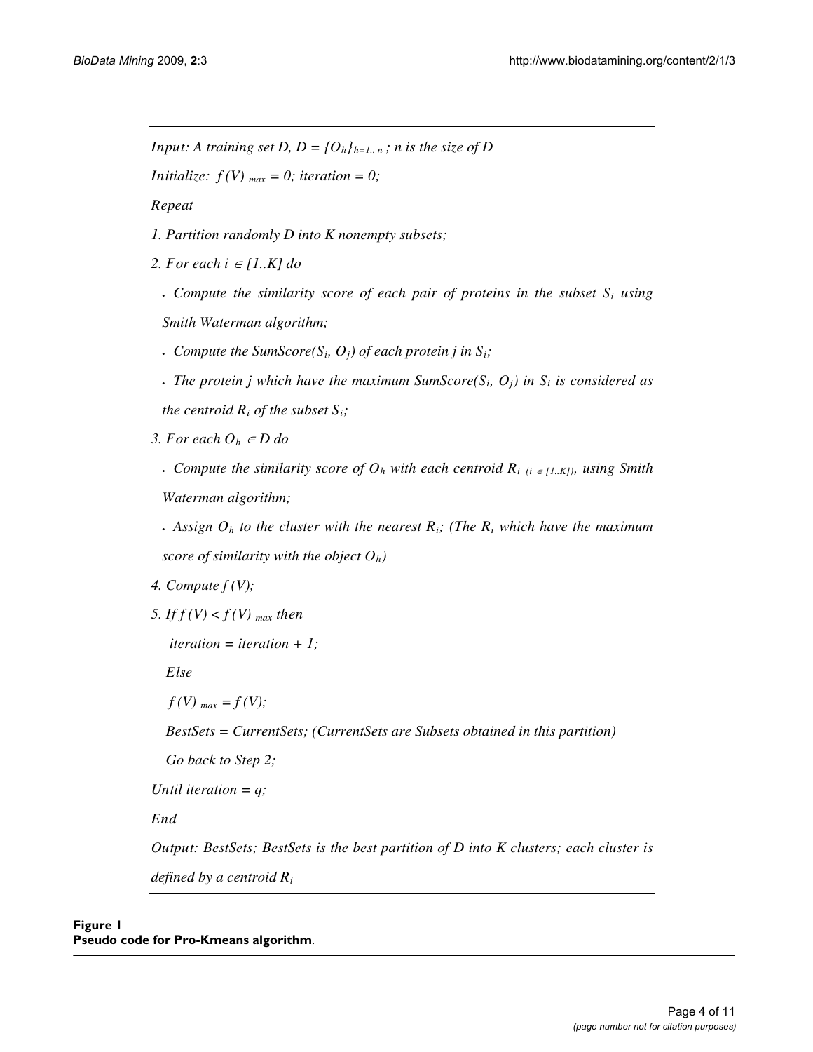*Input: A training set D, $D = \{O_h\}_{h=1..n}$; n is the size of D*

*Initialize: $f(V)_{max} = 0$; iteration = 0;*

*Repeat*

*1. Partition randomly D into K nonempty subsets;*

*2. For each $i \in [1..K]$ do*

- *Compute the similarity score of each pair of proteins in the subset $S_i$ using Smith Waterman algorithm;*
- *Compute the SumScore($S_i$, $O_j$) of each protein j in $S_i$;*
- *The protein j which have the maximum SumScore($S_i$, $O_j$) in $S_i$ is considered as the centroid $R_i$ of the subset $S_i$;*

*3. For each $O_h \in D$ do*

- *Compute the similarity score of $O_h$ with each centroid $R_i$ $_{(i \in [1..K])}$, using Smith Waterman algorithm;*
- *Assign $O_h$ to the cluster with the nearest $R_i$; (The $R_i$ which have the maximum score of similarity with the object $O_h$)*

*4. Compute $f(V)$;*

*5. If $f(V) < f(V)_{max}$ then*

*iteration = iteration + 1;*

*Else*

*$f(V)_{max} = f(V)$;*

*BestSets = CurrentSets; (CurrentSets are Subsets obtained in this partition)*

*Go back to Step 2;*

*Until iteration = q;*

*End*

*Output: BestSets; BestSets is the best partition of D into K clusters; each cluster is defined by a centroid $R_i$*

**Figure 1**
**Pseudo code for Pro-Kmeans algorithm**.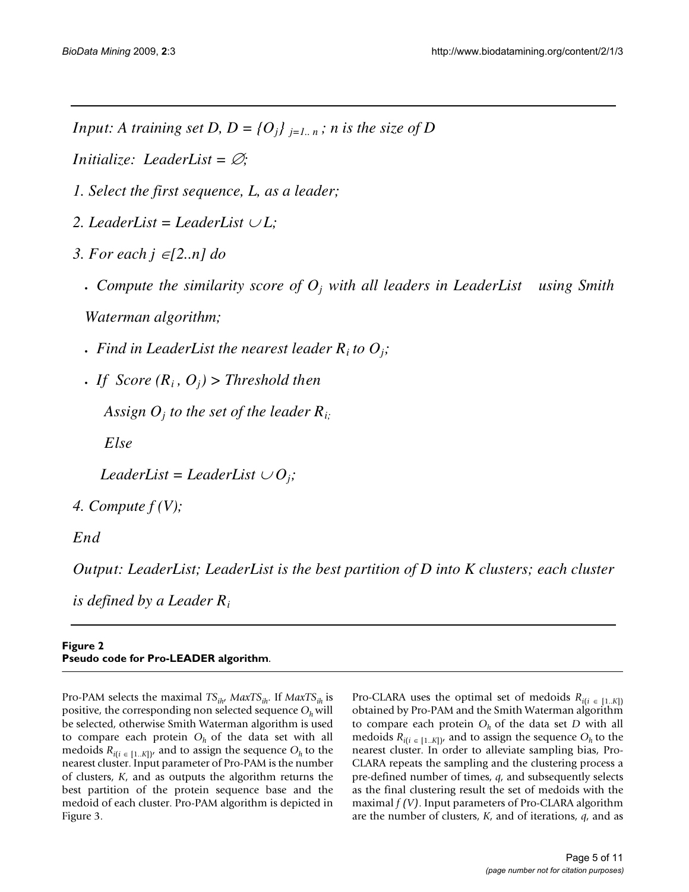```
Input: A training set D, D = {O_j} j=1..n ; n is the size of D
Initialize: LeaderList = ∅;
1. Select the first sequence, L, as a leader;
2. LeaderList = LeaderList ∪ L;
3. For each j ∈[2..n] do
   • Compute the similarity score of O_j with all leaders in LeaderList using Smith
     Waterman algorithm;
   • Find in LeaderList the nearest leader R_i to O_j;
   • If Score (R_i , O_j) > Threshold then
        Assign O_j to the set of the leader R_i;
     Else
        LeaderList = LeaderList ∪ O_j;
4. Compute f (V);
End
Output: LeaderList; LeaderList is the best partition of D into K clusters; each cluster
is defined by a Leader R_i
```

**Figure 2**
**Pseudo code for Pro-LEADER algorithm**.

Pro-PAM selects the maximal $TS_{ih}$, $MaxTS_{ih}$. If $MaxTS_{ih}$ is positive, the corresponding non selected sequence $O_h$ will be selected, otherwise Smith Waterman algorithm is used to compare each protein $O_h$ of the data set with all medoids $R_{i(i \in [1..K])}$, and to assign the sequence $O_h$ to the nearest cluster. Input parameter of Pro-PAM is the number of clusters, $K$, and as outputs the algorithm returns the best partition of the protein sequence base and the medoid of each cluster. Pro-PAM algorithm is depicted in Figure 3.

Pro-CLARA uses the optimal set of medoids $R_{i(i \in [1..K])}$ obtained by Pro-PAM and the Smith Waterman algorithm to compare each protein $O_h$ of the data set $D$ with all medoids $R_{i(i \in [1..K])}$, and to assign the sequence $O_h$ to the nearest cluster. In order to alleviate sampling bias, Pro-CLARA repeats the sampling and the clustering process a pre-defined number of times, $q$, and subsequently selects as the final clustering result the set of medoids with the maximal $f(V)$. Input parameters of Pro-CLARA algorithm are the number of clusters, $K$, and of iterations, $q$, and as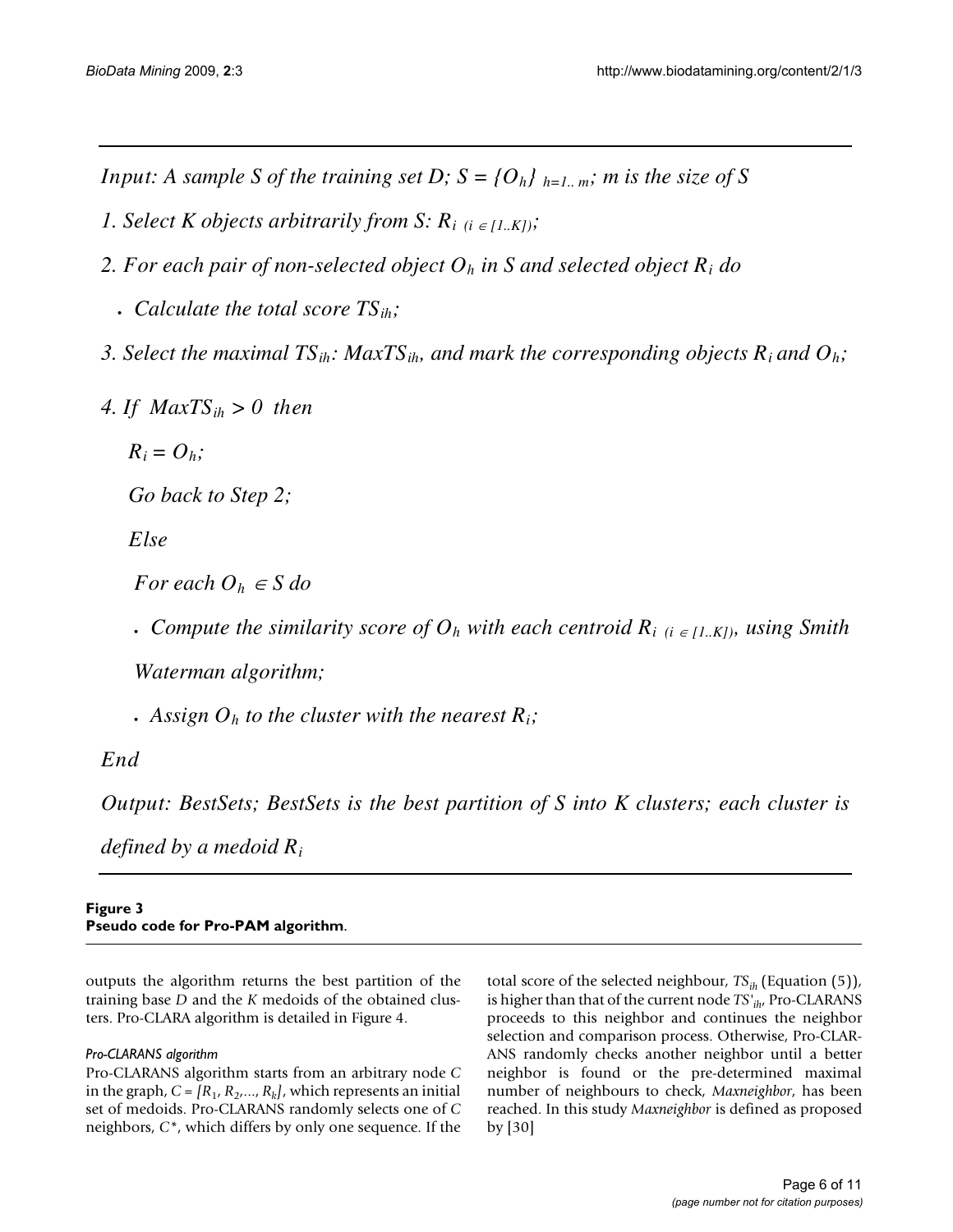```
Input: A sample S of the training set D; S = {O_h} h=1..m; m is the size of S
1. Select K objects arbitrarily from S: R_i (i ∈ [1..K]);
2. For each pair of non-selected object O_h in S and selected object R_i do
   • Calculate the total score TS_ih;
3. Select the maximal TS_ih: MaxTS_ih, and mark the corresponding objects R_i and O_h;
4. If MaxTS_ih > 0 then
     R_i = O_h;
     Go back to Step 2;
   Else
     For each O_h ∈ S do
       • Compute the similarity score of O_h with each centroid R_i (i ∈ [1..K]), using Smith
         Waterman algorithm;
       • Assign O_h to the cluster with the nearest R_i;
End
Output: BestSets; BestSets is the best partition of S into K clusters; each cluster is
defined by a medoid R_i
```

**Figure 3**
**Pseudo code for Pro-PAM algorithm**.

outputs the algorithm returns the best partition of the training base $D$ and the $K$ medoids of the obtained clusters. Pro-CLARA algorithm is detailed in Figure 4.

#### *Pro-CLARANS algorithm*

Pro-CLARANS algorithm starts from an arbitrary node $C$ in the graph, $C = [R_1, R_2, ..., R_k]$, which represents an initial set of medoids. Pro-CLARANS randomly selects one of $C$ neighbors, $C^*$, which differs by only one sequence. If the total score of the selected neighbour, $TS_{ih}$ (Equation (5)), is higher than that of the current node $TS'_{ih}$, Pro-CLARANS proceeds to this neighbor and continues the neighbor selection and comparison process. Otherwise, Pro-CLARANS randomly checks another neighbor until a better neighbor is found or the pre-determined maximal number of neighbours to check, *Maxneighbor*, has been reached. In this study *Maxneighbor* is defined as proposed by [30]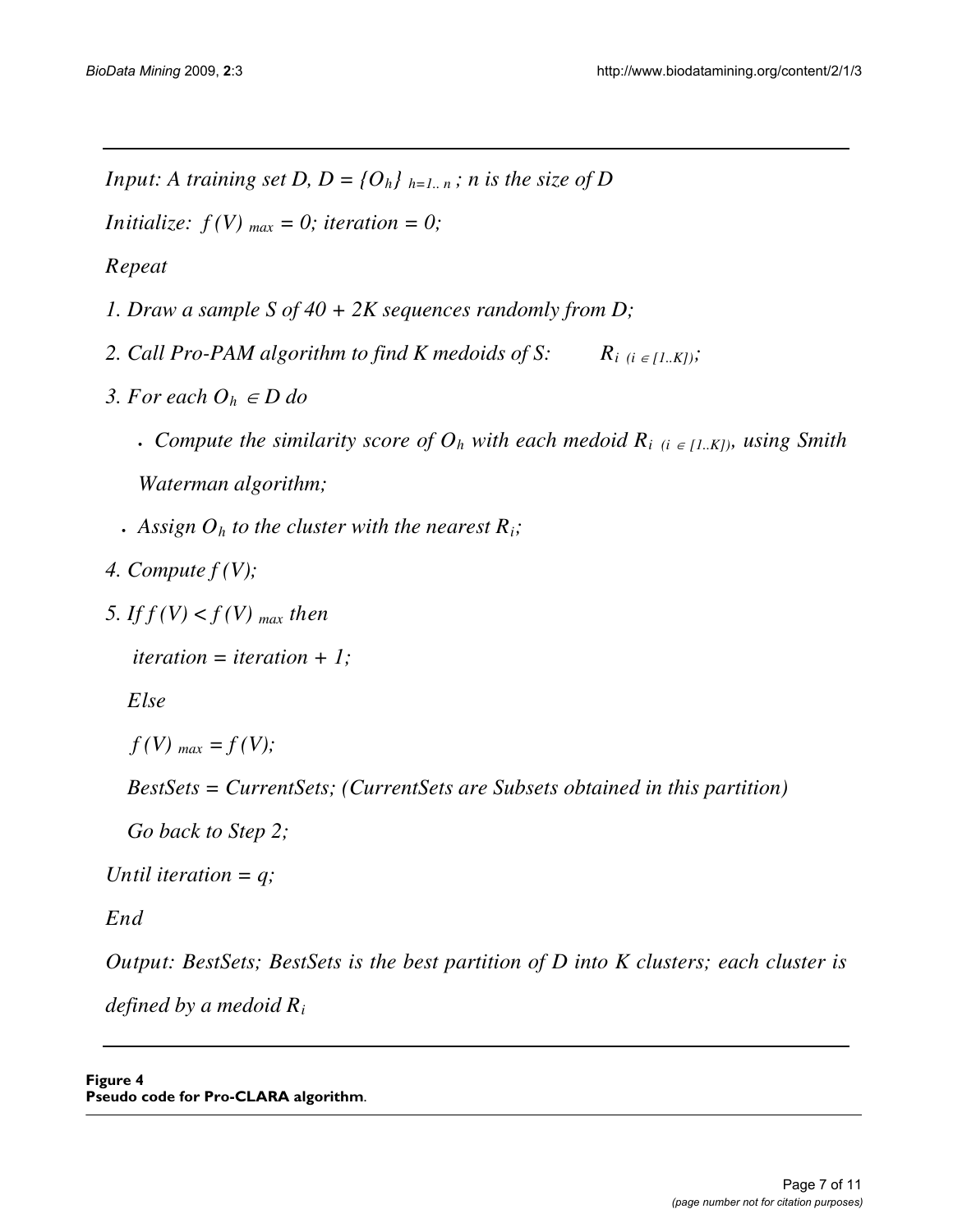*Input: A training set D,* $D = \{O_h\}_{h=1..n}$ *; n is the size of D*

*Initialize:* $f(V)_{max} = 0$*; iteration = 0;*

*Repeat*

*1. Draw a sample S of 40 + 2K sequences randomly from D;*

*2. Call Pro-PAM algorithm to find K medoids of S:* $R_{i\ (i \in [1..K])}$*;*

*3. For each* $O_h \in D$ *do*

- *Compute the similarity score of* $O_h$ *with each medoid* $R_{i\ (i \in [1..K])}$*, using Smith Waterman algorithm;*
- *Assign* $O_h$ *to the cluster with the nearest* $R_i$*;*

*4. Compute* $f(V)$*;*

*5. If* $f(V) < f(V)_{max}$ *then*

*iteration = iteration + 1;*

*Else*

$f(V)_{max} = f(V)$*;*

*BestSets = CurrentSets; (CurrentSets are Subsets obtained in this partition)*

*Go back to Step 2;*

*Until iteration = q;*

*End*

*Output: BestSets; BestSets is the best partition of D into K clusters; each cluster is defined by a medoid* $R_i$

**Figure 4**
**Pseudo code for Pro-CLARA algorithm**.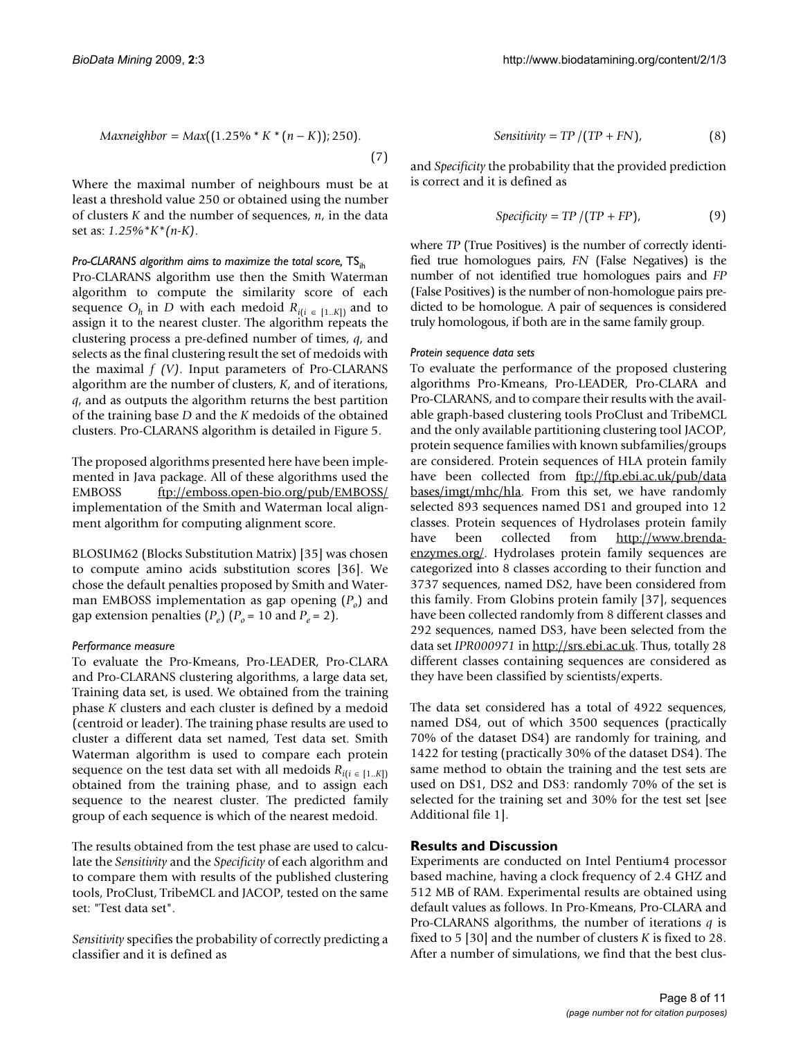$$Maxneighbor = Max((1.25\% * K * (n - K)); 250). \tag{7}$$

Where the maximal number of neighbours must be at least a threshold value 250 or obtained using the number of clusters $K$ and the number of sequences, $n$, in the data set as: $1.25\%*K*(n-K)$.

#### Pro-CLARANS algorithm aims to maximize the total score, $TS_{ih}$

Pro-CLARANS algorithm use then the Smith Waterman algorithm to compute the similarity score of each sequence $O_h$ in $D$ with each medoid $R_{i(i \in [1..K])}$ and to assign it to the nearest cluster. The algorithm repeats the clustering process a pre-defined number of times, $q$, and selects as the final clustering result the set of medoids with the maximal $f(V)$. Input parameters of Pro-CLARANS algorithm are the number of clusters, $K$, and of iterations, $q$, and as outputs the algorithm returns the best partition of the training base $D$ and the $K$ medoids of the obtained clusters. Pro-CLARANS algorithm is detailed in Figure 5.

The proposed algorithms presented here have been implemented in Java package. All of these algorithms used the EMBOSS ftp://emboss.open-bio.org/pub/EMBOSS/ implementation of the Smith and Waterman local alignment algorithm for computing alignment score.

BLOSUM62 (Blocks Substitution Matrix) [35] was chosen to compute amino acids substitution scores [36]. We chose the default penalties proposed by Smith and Waterman EMBOSS implementation as gap opening ($P_o$) and gap extension penalties ($P_e$) ($P_o = 10$ and $P_e = 2$).

#### Performance measure

To evaluate the Pro-Kmeans, Pro-LEADER, Pro-CLARA and Pro-CLARANS clustering algorithms, a large data set, Training data set, is used. We obtained from the training phase $K$ clusters and each cluster is defined by a medoid (centroid or leader). The training phase results are used to cluster a different data set named, Test data set. Smith Waterman algorithm is used to compare each protein sequence on the test data set with all medoids $R_{i(i \in [1..K])}$ obtained from the training phase, and to assign each sequence to the nearest cluster. The predicted family group of each sequence is which of the nearest medoid.

The results obtained from the test phase are used to calculate the *Sensitivity* and the *Specificity* of each algorithm and to compare them with results of the published clustering tools, ProClust, TribeMCL and JACOP, tested on the same set: "Test data set".

*Sensitivity* specifies the probability of correctly predicting a classifier and it is defined as

$$Sensitivity = TP/(TP + FN), \tag{8}$$

and *Specificity* the probability that the provided prediction is correct and it is defined as

$$Specificity = TP/(TP + FP), \tag{9}$$

where *TP* (True Positives) is the number of correctly identified true homologues pairs, *FN* (False Negatives) is the number of not identified true homologues pairs and *FP* (False Positives) is the number of non-homologue pairs predicted to be homologue. A pair of sequences is considered truly homologous, if both are in the same family group.

#### Protein sequence data sets

To evaluate the performance of the proposed clustering algorithms Pro-Kmeans, Pro-LEADER, Pro-CLARA and Pro-CLARANS, and to compare their results with the available graph-based clustering tools ProClust and TribeMCL and the only available partitioning clustering tool JACOP, protein sequence families with known subfamilies/groups are considered. Protein sequences of HLA protein family have been collected from ftp://ftp.ebi.ac.uk/pub/databases/imgt/mhc/hla. From this set, we have randomly selected 893 sequences named DS1 and grouped into 12 classes. Protein sequences of Hydrolases protein family have been collected from http://www.brenda-enzymes.org/. Hydrolases protein family sequences are categorized into 8 classes according to their function and 3737 sequences, named DS2, have been considered from this family. From Globins protein family [37], sequences have been collected randomly from 8 different classes and 292 sequences, named DS3, have been selected from the data set *IPR000971* in http://srs.ebi.ac.uk. Thus, totally 28 different classes containing sequences are considered as they have been classified by scientists/experts.

The data set considered has a total of 4922 sequences, named DS4, out of which 3500 sequences (practically 70% of the dataset DS4) are randomly for training, and 1422 for testing (practically 30% of the dataset DS4). The same method to obtain the training and the test sets are used on DS1, DS2 and DS3: randomly 70% of the set is selected for the training set and 30% for the test set [see Additional file 1].

## Results and Discussion

Experiments are conducted on Intel Pentium4 processor based machine, having a clock frequency of 2.4 GHZ and 512 MB of RAM. Experimental results are obtained using default values as follows. In Pro-Kmeans, Pro-CLARA and Pro-CLARANS algorithms, the number of iterations $q$ is fixed to 5 [30] and the number of clusters $K$ is fixed to 28. After a number of simulations, we find that the best clus-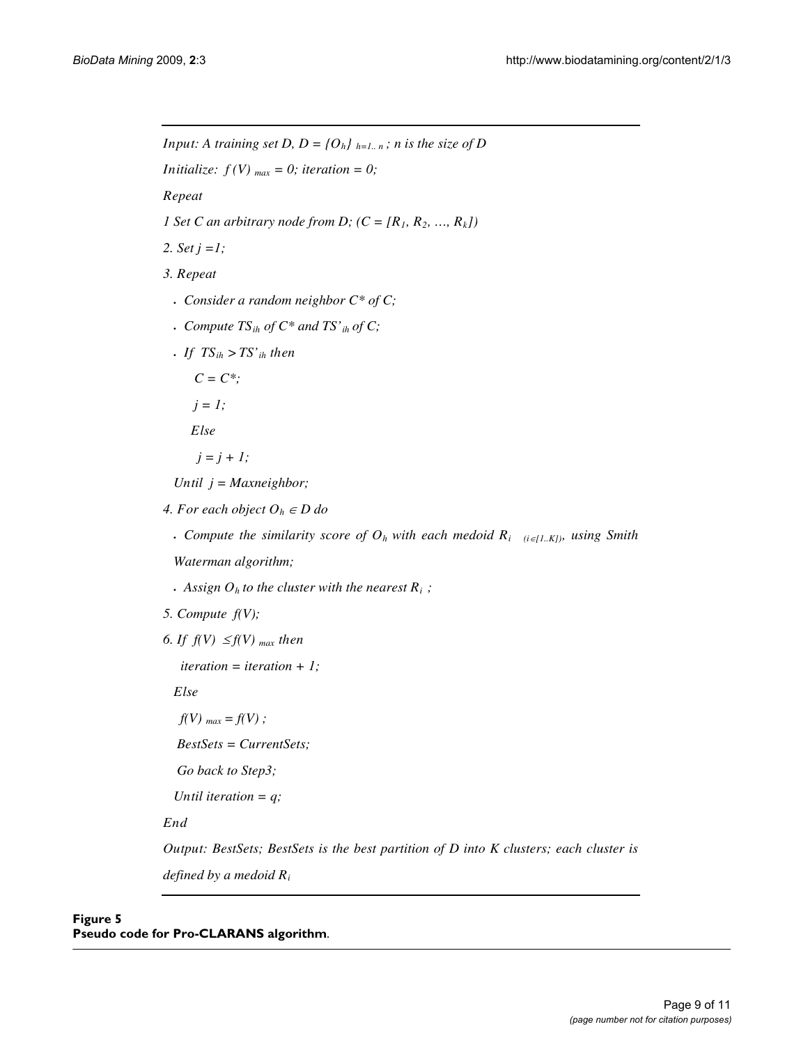---

*Input: A training set D, $D = \{O_h\}_{h=1..n}$ ; n is the size of D*

*Initialize: $f(V)_{max} = 0$; iteration = 0;*

*Repeat*

*1 Set C an arbitrary node from D; ($C = [R_1, R_2, \ldots, R_k]$)*

*2. Set j =1;*

*3. Repeat*

- *Consider a random neighbor C\* of C;*
- *Compute $TS_{ih}$ of C\* and $TS'_{ih}$ of C;*
- *If $TS_{ih} > TS'_{ih}$ then*

    *C = C\*;*

    *j = 1;*

    *Else*

    *j = j + 1;*

  *Until j = Maxneighbor;*

*4. For each object $O_h \in D$ do*

- *Compute the similarity score of $O_h$ with each medoid $R_i$ $_{(i \in [1..K])}$, using Smith Waterman algorithm;*
- *Assign $O_h$ to the cluster with the nearest $R_i$ ;*

*5. Compute f(V);*

*6. If $f(V) \leq f(V)_{max}$ then*

  *iteration = iteration + 1;*

  *Else*

  *$f(V)_{max} = f(V)$ ;*

  *BestSets = CurrentSets;*

  *Go back to Step3;*

  *Until iteration = q;*

*End*

*Output: BestSets; BestSets is the best partition of D into K clusters; each cluster is defined by a medoid $R_i$*

---

**Figure 5**
**Pseudo code for Pro-CLARANS algorithm**.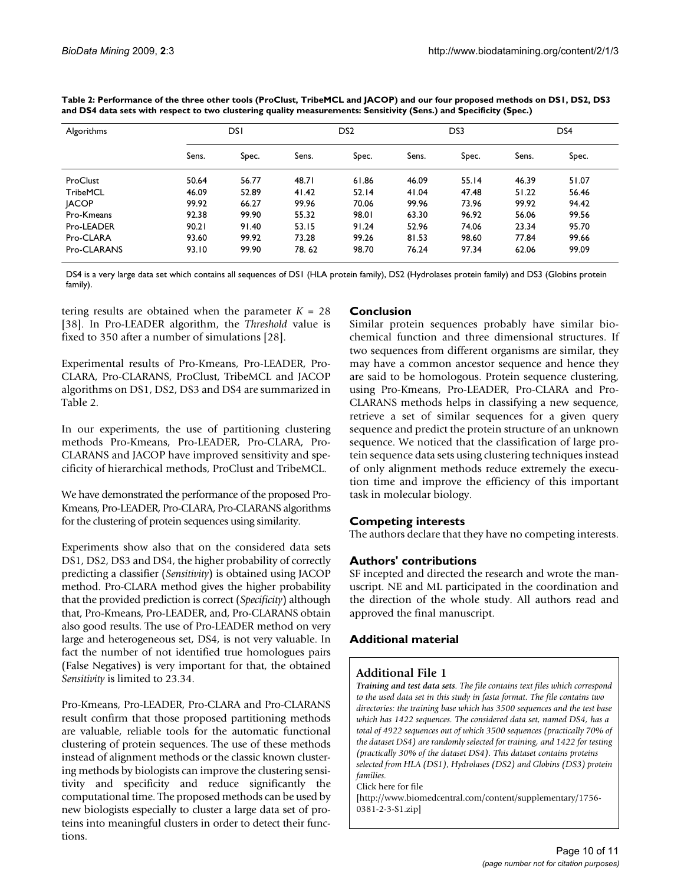**Table 2: Performance of the three other tools (ProClust, TribeMCL and JACOP) and our four proposed methods on DS1, DS2, DS3 and DS4 data sets with respect to two clustering quality measurements: Sensitivity (Sens.) and Specificity (Spec.)**

| Algorithms | DS1 | | DS2 | | DS3 | | DS4 | |
|---|---|---|---|---|---|---|---|---|
| | Sens. | Spec. | Sens. | Spec. | Sens. | Spec. | Sens. | Spec. |
| ProClust | 50.64 | 56.77 | 48.71 | 61.86 | 46.09 | 55.14 | 46.39 | 51.07 |
| TribeMCL | 46.09 | 52.89 | 41.42 | 52.14 | 41.04 | 47.48 | 51.22 | 56.46 |
| JACOP | 99.92 | 66.27 | 99.96 | 70.06 | 99.96 | 73.96 | 99.92 | 94.42 |
| Pro-Kmeans | 92.38 | 99.90 | 55.32 | 98.01 | 63.30 | 96.92 | 56.06 | 99.56 |
| Pro-LEADER | 90.21 | 91.40 | 53.15 | 91.24 | 52.96 | 74.06 | 23.34 | 95.70 |
| Pro-CLARA | 93.60 | 99.92 | 73.28 | 99.26 | 81.53 | 98.60 | 77.84 | 99.66 |
| Pro-CLARANS | 93.10 | 99.90 | 78. 62 | 98.70 | 76.24 | 97.34 | 62.06 | 99.09 |

DS4 is a very large data set which contains all sequences of DS1 (HLA protein family), DS2 (Hydrolases protein family) and DS3 (Globins protein family).

tering results are obtained when the parameter $K = 28$ [38]. In Pro-LEADER algorithm, the *Threshold* value is fixed to 350 after a number of simulations [28].

Experimental results of Pro-Kmeans, Pro-LEADER, Pro-CLARA, Pro-CLARANS, ProClust, TribeMCL and JACOP algorithms on DS1, DS2, DS3 and DS4 are summarized in Table 2.

In our experiments, the use of partitioning clustering methods Pro-Kmeans, Pro-LEADER, Pro-CLARA, Pro-CLARANS and JACOP have improved sensitivity and specificity of hierarchical methods, ProClust and TribeMCL.

We have demonstrated the performance of the proposed Pro-Kmeans, Pro-LEADER, Pro-CLARA, Pro-CLARANS algorithms for the clustering of protein sequences using similarity.

Experiments show also that on the considered data sets DS1, DS2, DS3 and DS4, the higher probability of correctly predicting a classifier (*Sensitivity*) is obtained using JACOP method. Pro-CLARA method gives the higher probability that the provided prediction is correct (*Specificity*) although that, Pro-Kmeans, Pro-LEADER, and, Pro-CLARANS obtain also good results. The use of Pro-LEADER method on very large and heterogeneous set, DS4, is not very valuable. In fact the number of not identified true homologues pairs (False Negatives) is very important for that, the obtained *Sensitivity* is limited to 23.34.

Pro-Kmeans, Pro-LEADER, Pro-CLARA and Pro-CLARANS result confirm that those proposed partitioning methods are valuable, reliable tools for the automatic functional clustering of protein sequences. The use of these methods instead of alignment methods or the classic known clustering methods by biologists can improve the clustering sensitivity and specificity and reduce significantly the computational time. The proposed methods can be used by new biologists especially to cluster a large data set of proteins into meaningful clusters in order to detect their functions.

## Conclusion

Similar protein sequences probably have similar biochemical function and three dimensional structures. If two sequences from different organisms are similar, they may have a common ancestor sequence and hence they are said to be homologous. Protein sequence clustering, using Pro-Kmeans, Pro-LEADER, Pro-CLARA and Pro-CLARANS methods helps in classifying a new sequence, retrieve a set of similar sequences for a given query sequence and predict the protein structure of an unknown sequence. We noticed that the classification of large protein sequence data sets using clustering techniques instead of only alignment methods reduce extremely the execution time and improve the efficiency of this important task in molecular biology.

## Competing interests

The authors declare that they have no competing interests.

## Authors' contributions

SF incepted and directed the research and wrote the manuscript. NE and ML participated in the coordination and the direction of the whole study. All authors read and approved the final manuscript.

## Additional material

### Additional File 1

***Training and test data sets****. The file contains text files which correspond to the used data set in this study in fasta format. The file contains two directories: the training base which has 3500 sequences and the test base which has 1422 sequences. The considered data set, named DS4, has a total of 4922 sequences out of which 3500 sequences (practically 70% of the dataset DS4) are randomly selected for training, and 1422 for testing (practically 30% of the dataset DS4). This dataset contains proteins selected from HLA (DS1), Hydrolases (DS2) and Globins (DS3) protein families.*

Click here for file

[http://www.biomedcentral.com/content/supplementary/1756-0381-2-3-S1.zip]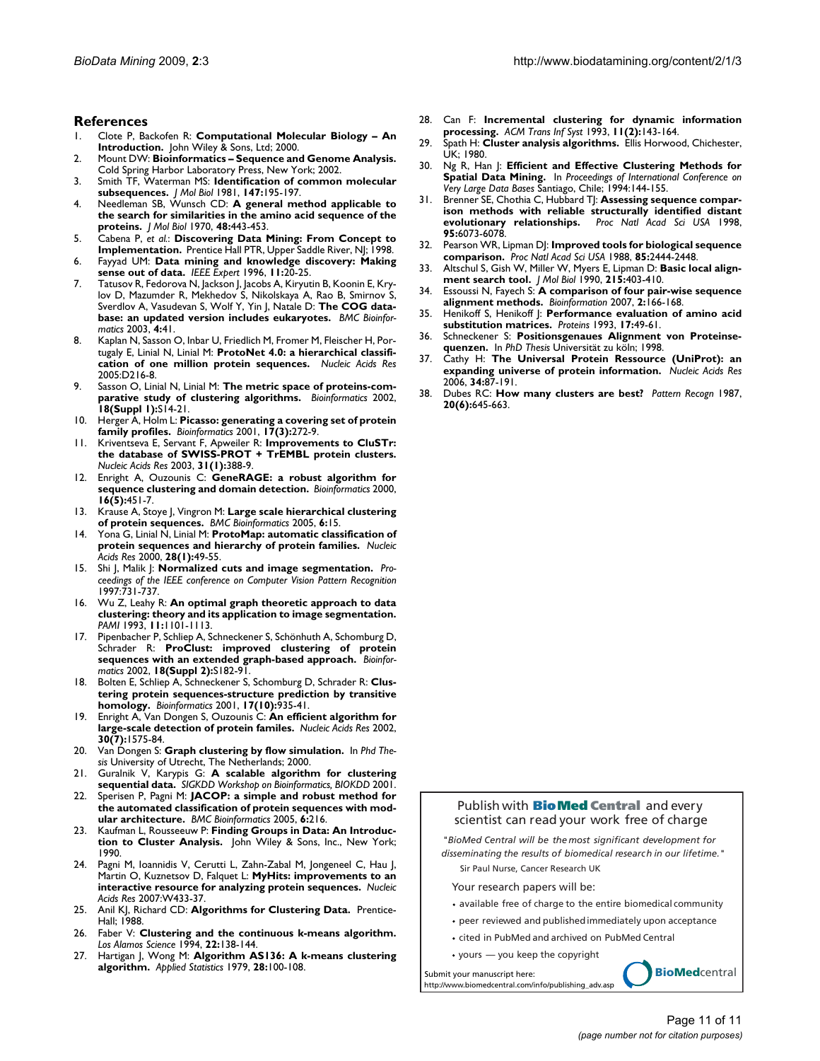## References

1. Clote P, Backofen R: **Computational Molecular Biology – An Introduction.** John Wiley & Sons, Ltd; 2000.
2. Mount DW: **Bioinformatics – Sequence and Genome Analysis.** Cold Spring Harbor Laboratory Press, New York; 2002.
3. Smith TF, Waterman MS: **Identification of common molecular subsequences.** *J Mol Biol* 1981, **147:**195-197.
4. Needleman SB, Wunsch CD: **A general method applicable to the search for similarities in the amino acid sequence of the proteins.** *J Mol Biol* 1970, **48:**443-453.
5. Cabena P, *et al.*: **Discovering Data Mining: From Concept to Implementation.** Prentice Hall PTR, Upper Saddle River, NJ; 1998.
6. Fayyad UM: **Data mining and knowledge discovery: Making sense out of data.** *IEEE Expert* 1996, **11:**20-25.
7. Tatusov R, Fedorova N, Jackson J, Jacobs A, Kiryutin B, Koonin E, Krylov D, Mazumder R, Mekhedov S, Nikolskaya A, Rao B, Smirnov S, Sverdlov A, Vasudevan S, Wolf Y, Yin J, Natale D: **The COG database: an updated version includes eukaryotes.** *BMC Bioinformatics* 2003, **4:**41.
8. Kaplan N, Sasson O, Inbar U, Friedlich M, Fromer M, Fleischer H, Portugaly E, Linial N, Linial M: **ProtoNet 4.0: a hierarchical classification of one million protein sequences.** *Nucleic Acids Res* 2005:D216-8.
9. Sasson O, Linial N, Linial M: **The metric space of proteins-comparative study of clustering algorithms.** *Bioinformatics* 2002, **18(Suppl 1):**S14-21.
10. Herger A, Holm L: **Picasso: generating a covering set of protein family profiles.** *Bioinformatics* 2001, **17(3):**272-9.
11. Kriventseva E, Servant F, Apweiler R: **Improvements to CluSTr: the database of SWISS-PROT + TrEMBL protein clusters.** *Nucleic Acids Res* 2003, **31(1):**388-9.
12. Enright A, Ouzounis C: **GeneRAGE: a robust algorithm for sequence clustering and domain detection.** *Bioinformatics* 2000, **16(5):**451-7.
13. Krause A, Stoye J, Vingron M: **Large scale hierarchical clustering of protein sequences.** *BMC Bioinformatics* 2005, **6:**15.
14. Yona G, Linial N, Linial M: **ProtoMap: automatic classification of protein sequences and hierarchy of protein families.** *Nucleic Acids Res* 2000, **28(1):**49-55.
15. Shi J, Malik J: **Normalized cuts and image segmentation.** *Proceedings of the IEEE conference on Computer Vision Pattern Recognition* 1997:731-737.
16. Wu Z, Leahy R: **An optimal graph theoretic approach to data clustering: theory and its application to image segmentation.** *PAMI* 1993, **11:**1101-1113.
17. Pipenbacher P, Schliep A, Schneckener S, Schönhuth A, Schomburg D, Schrader R: **ProClust: improved clustering of protein sequences with an extended graph-based approach.** *Bioinformatics* 2002, **18(Suppl 2):**S182-91.
18. Bolten E, Schliep A, Schneckener S, Schomburg D, Schrader R: **Clustering protein sequences-structure prediction by transitive homology.** *Bioinformatics* 2001, **17(10):**935-41.
19. Enright A, Van Dongen S, Ouzounis C: **An efficient algorithm for large-scale detection of protein familes.** *Nucleic Acids Res* 2002, **30(7):**1575-84.
20. Van Dongen S: **Graph clustering by flow simulation.** In *Phd Thesis* University of Utrecht, The Netherlands; 2000.
21. Guralnik V, Karypis G: **A scalable algorithm for clustering sequential data.** *SIGKDD Workshop on Bioinformatics, BIOKDD* 2001.
22. Sperisen P, Pagni M: **JACOP: a simple and robust method for the automated classification of protein sequences with modular architecture.** *BMC Bioinformatics* 2005, **6:**216.
23. Kaufman L, Rousseeuw P: **Finding Groups in Data: An Introduction to Cluster Analysis.** John Wiley & Sons, Inc., New York; 1990.
24. Pagni M, Ioannidis V, Cerutti L, Zahn-Zabal M, Jongeneel C, Hau J, Martin O, Kuznetsov D, Falquet L: **MyHits: improvements to an interactive resource for analyzing protein sequences.** *Nucleic Acids Res* 2007:W433-37.
25. Anil KJ, Richard CD: **Algorithms for Clustering Data.** Prentice-Hall; 1988.
26. Faber V: **Clustering and the continuous k-means algorithm.** *Los Alamos Science* 1994, **22:**138-144.
27. Hartigan J, Wong M: **Algorithm AS136: A k-means clustering algorithm.** *Applied Statistics* 1979, **28:**100-108.
28. Can F: **Incremental clustering for dynamic information processing.** *ACM Trans Inf Syst* 1993, **11(2):**143-164.
29. Spath H: **Cluster analysis algorithms.** Ellis Horwood, Chichester, UK; 1980.
30. Ng R, Han J: **Efficient and Effective Clustering Methods for Spatial Data Mining.** In *Proceedings of International Conference on Very Large Data Bases* Santiago, Chile; 1994:144-155.
31. Brenner SE, Chothia C, Hubbard TJ: **Assessing sequence comparison methods with reliable structurally identified distant evolutionary relationships.** *Proc Natl Acad Sci USA* 1998, **95:**6073-6078.
32. Pearson WR, Lipman DJ: **Improved tools for biological sequence comparison.** *Proc Natl Acad Sci USA* 1988, **85:**2444-2448.
33. Altschul S, Gish W, Miller W, Myers E, Lipman D: **Basic local alignment search tool.** *J Mol Biol* 1990, **215:**403-410.
34. Essoussi N, Fayech S: **A comparison of four pair-wise sequence alignment methods.** *Bioinformation* 2007, **2:**166-168.
35. Henikoff S, Henikoff J: **Performance evaluation of amino acid substitution matrices.** *Proteins* 1993, **17:**49-61.
36. Schneckener S: **Positionsgenaues Alignment von Proteinsequenzen.** In *PhD Thesis* Universität zu köln; 1998.
37. Cathy H: **The Universal Protein Ressource (UniProt): an expanding universe of protein information.** *Nucleic Acids Res* 2006, **34:**87-191.
38. Dubes RC: **How many clusters are best?** *Pattern Recogn* 1987, **20(6):**645-663.

Publish with **BioMed Central** and every scientist can read your work free of charge

*"BioMed Central will be the most significant development for disseminating the results of biomedical research in our lifetime."*
Sir Paul Nurse, Cancer Research UK

Your research papers will be:

- available free of charge to the entire biomedical community
- peer reviewed and published immediately upon acceptance
- cited in PubMed and archived on PubMed Central
- yours — you keep the copyright

Submit your manuscript here:
http://www.biomedcentral.com/info/publishing_adv.asp

BioMedcentral